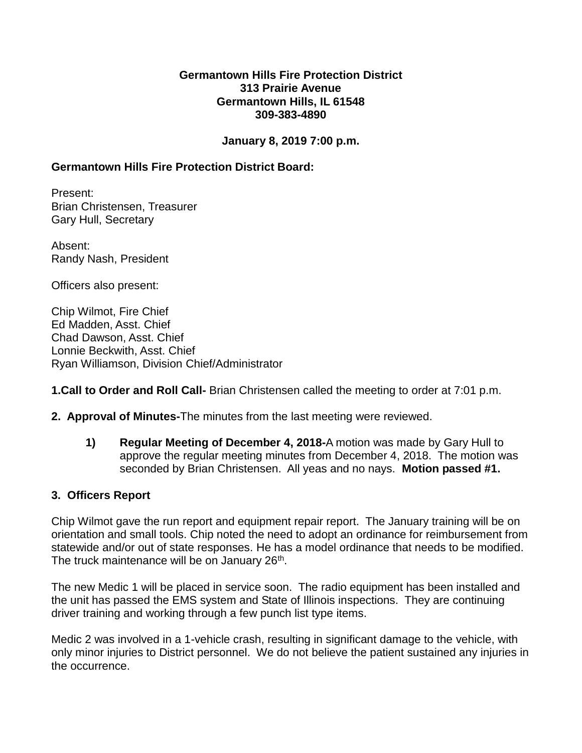**Germantown Hills Fire Protection District**
**313 Prairie Avenue**
**Germantown Hills, IL 61548**
**309-383-4890**

**January 8, 2019 7:00 p.m.**

**Germantown Hills Fire Protection District Board:**

Present:
Brian Christensen, Treasurer
Gary Hull, Secretary

Absent:
Randy Nash, President

Officers also present:

Chip Wilmot, Fire Chief
Ed Madden, Asst. Chief
Chad Dawson, Asst. Chief
Lonnie Beckwith, Asst. Chief
Ryan Williamson, Division Chief/Administrator

**1.Call to Order and Roll Call-** Brian Christensen called the meeting to order at 7:01 p.m.

**2. Approval of Minutes-**The minutes from the last meeting were reviewed.

> **1) Regular Meeting of December 4, 2018-**A motion was made by Gary Hull to approve the regular meeting minutes from December 4, 2018. The motion was seconded by Brian Christensen. All yeas and no nays. **Motion passed #1.**

**3. Officers Report**

Chip Wilmot gave the run report and equipment repair report. The January training will be on orientation and small tools. Chip noted the need to adopt an ordinance for reimbursement from statewide and/or out of state responses. He has a model ordinance that needs to be modified. The truck maintenance will be on January 26th.

The new Medic 1 will be placed in service soon. The radio equipment has been installed and the unit has passed the EMS system and State of Illinois inspections. They are continuing driver training and working through a few punch list type items.

Medic 2 was involved in a 1-vehicle crash, resulting in significant damage to the vehicle, with only minor injuries to District personnel. We do not believe the patient sustained any injuries in the occurrence.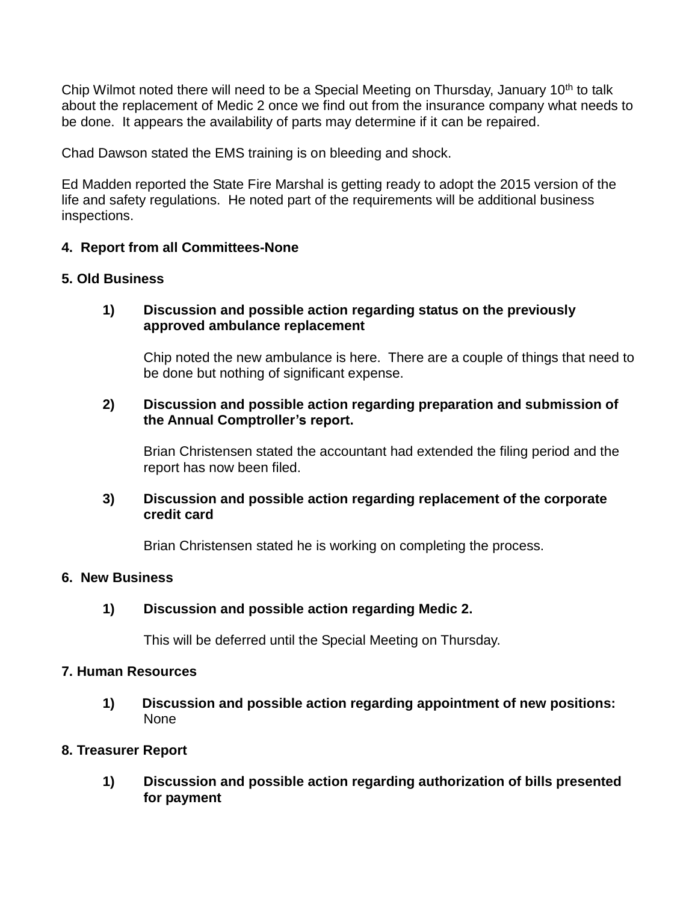Chip Wilmot noted there will need to be a Special Meeting on Thursday, January 10th to talk about the replacement of Medic 2 once we find out from the insurance company what needs to be done. It appears the availability of parts may determine if it can be repaired.

Chad Dawson stated the EMS training is on bleeding and shock.

Ed Madden reported the State Fire Marshal is getting ready to adopt the 2015 version of the life and safety regulations. He noted part of the requirements will be additional business inspections.

**4. Report from all Committees-None**

**5. Old Business**

**1) Discussion and possible action regarding status on the previously approved ambulance replacement**

Chip noted the new ambulance is here. There are a couple of things that need to be done but nothing of significant expense.

**2) Discussion and possible action regarding preparation and submission of the Annual Comptroller's report.**

Brian Christensen stated the accountant had extended the filing period and the report has now been filed.

**3) Discussion and possible action regarding replacement of the corporate credit card**

Brian Christensen stated he is working on completing the process.

**6. New Business**

**1) Discussion and possible action regarding Medic 2.**

This will be deferred until the Special Meeting on Thursday.

**7. Human Resources**

**1) Discussion and possible action regarding appointment of new positions:**
None

**8. Treasurer Report**

**1) Discussion and possible action regarding authorization of bills presented for payment**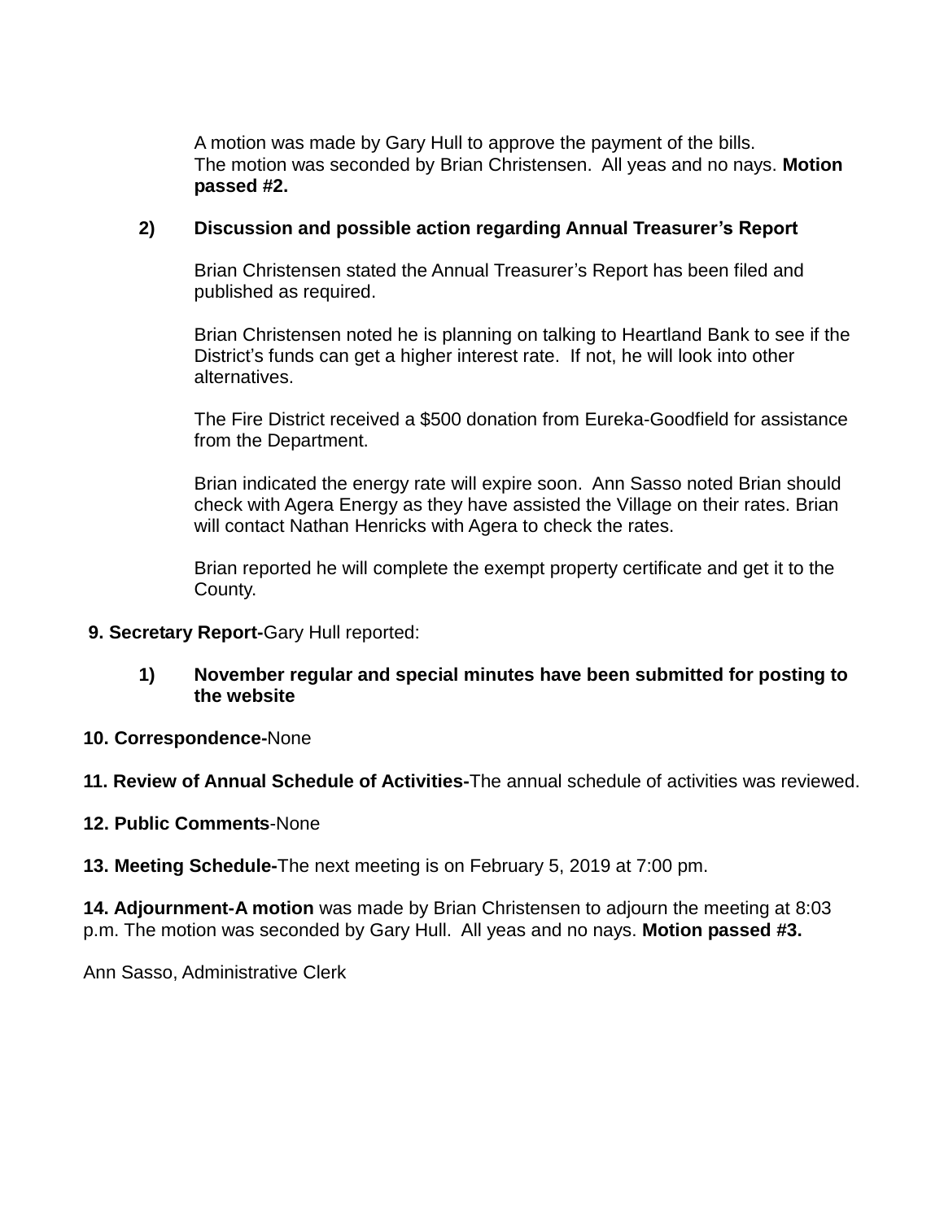A motion was made by Gary Hull to approve the payment of the bills. The motion was seconded by Brian Christensen. All yeas and no nays. **Motion passed #2.**

**2) Discussion and possible action regarding Annual Treasurer's Report**

Brian Christensen stated the Annual Treasurer's Report has been filed and published as required.

Brian Christensen noted he is planning on talking to Heartland Bank to see if the District's funds can get a higher interest rate. If not, he will look into other alternatives.

The Fire District received a $500 donation from Eureka-Goodfield for assistance from the Department.

Brian indicated the energy rate will expire soon. Ann Sasso noted Brian should check with Agera Energy as they have assisted the Village on their rates. Brian will contact Nathan Henricks with Agera to check the rates.

Brian reported he will complete the exempt property certificate and get it to the County.

**9. Secretary Report-**Gary Hull reported:

**1) November regular and special minutes have been submitted for posting to the website**

**10. Correspondence-**None

**11. Review of Annual Schedule of Activities-**The annual schedule of activities was reviewed.

**12. Public Comments**-None

**13. Meeting Schedule-**The next meeting is on February 5, 2019 at 7:00 pm.

**14. Adjournment-A motion** was made by Brian Christensen to adjourn the meeting at 8:03 p.m. The motion was seconded by Gary Hull. All yeas and no nays. **Motion passed #3.**

Ann Sasso, Administrative Clerk